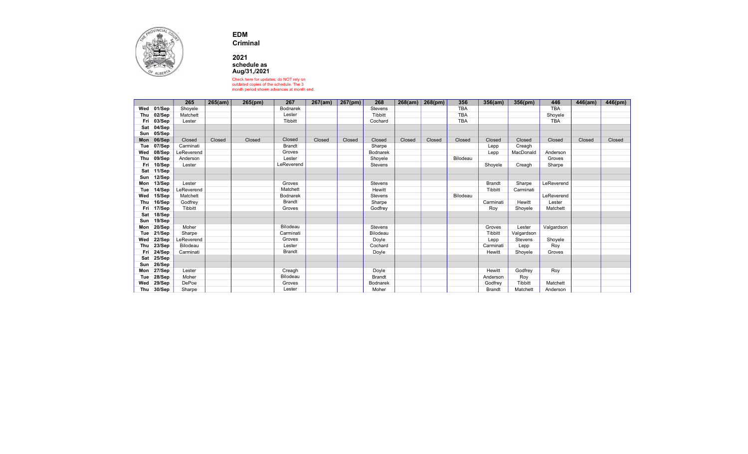**EDM**
**Criminal**

**2021**
**schedule as**
**Aug/31,/2021**

Check here for updates; do NOT rely on outdated copies of the schedule. The 3 month period shown advances at month end.

| | | 265 | 265(am) | 265(pm) | 267 | 267(am) | 267(pm) | 268 | 268(am) | 268(pm) | 356 | 356(am) | 356(pm) | 446 | 446(am) | 446(pm) |
|---|---|---|---|---|---|---|---|---|---|---|---|---|---|---|---|---|
| Wed | 01/Sep | Shoyele | | | Bodnarek | | | Stevens | | | TBA | | | TBA | | |
| Thu | 02/Sep | Matchett | | | Lester | | | Tibbitt | | | TBA | | | Shoyele | | |
| Fri | 03/Sep | Lester | | | Tibbitt | | | Cochard | | | TBA | | | TBA | | |
| Sat | 04/Sep | | | | | | | | | | | | | | | |
| Sun | 05/Sep | | | | | | | | | | | | | | | |
| Mon | 06/Sep | Closed | Closed | Closed | Closed | Closed | Closed | Closed | Closed | Closed | Closed | Closed | Closed | Closed | Closed | Closed |
| Tue | 07/Sep | Carminati | | | Brandt | | | Sharpe | | | | Lepp | Creagh | | | |
| Wed | 08/Sep | LeReverend | | | Groves | | | Bodnarek | | | | Lepp | MacDonald | Anderson | | |
| Thu | 09/Sep | Anderson | | | Lester | | | Shoyele | | | Bilodeau | | | Groves | | |
| Fri | 10/Sep | Lester | | | LeReverend | | | Stevens | | | | Shoyele | Creagh | Sharpe | | |
| Sat | 11/Sep | | | | | | | | | | | | | | | |
| Sun | 12/Sep | | | | | | | | | | | | | | | |
| Mon | 13/Sep | Lester | | | Groves | | | Stevens | | | | Brandt | Sharpe | LeReverend | | |
| Tue | 14/Sep | LeReverend | | | Matchett | | | Hewitt | | | | Tibbitt | Carminati | | | |
| Wed | 15/Sep | Matchett | | | Bodnarek | | | Stevens | | | Bilodeau | | | LeReverend | | |
| Thu | 16/Sep | Godfrey | | | Brandt | | | Sharpe | | | | Carminati | Hewitt | Lester | | |
| Fri | 17/Sep | Tibbitt | | | Groves | | | Godfrey | | | | Roy | Shoyele | Matchett | | |
| Sat | 18/Sep | | | | | | | | | | | | | | | |
| Sun | 19/Sep | | | | | | | | | | | | | | | |
| Mon | 20/Sep | Moher | | | Bilodeau | | | Stevens | | | | Groves | Lester | Valgardson | | |
| Tue | 21/Sep | Sharpe | | | Carminati | | | Bilodeau | | | | Tibbitt | Valgardson | | | |
| Wed | 22/Sep | LeReverend | | | Groves | | | Doyle | | | | Lepp | Stevens | Shoyele | | |
| Thu | 23/Sep | Bilodeau | | | Lester | | | Cochard | | | | Carminati | Lepp | Roy | | |
| Fri | 24/Sep | Carminati | | | Brandt | | | Doyle | | | | Hewitt | Shoyele | Groves | | |
| Sat | 25/Sep | | | | | | | | | | | | | | | |
| Sun | 26/Sep | | | | | | | | | | | | | | | |
| Mon | 27/Sep | Lester | | | Creagh | | | Doyle | | | | Hewitt | Godfrey | Roy | | |
| Tue | 28/Sep | Moher | | | Bilodeau | | | Brandt | | | | Anderson | Roy | | | |
| Wed | 29/Sep | DePoe | | | Groves | | | Bodnarek | | | | Godfrey | Tibbitt | Matchett | | |
| Thu | 30/Sep | Sharpe | | | Lester | | | Moher | | | | Brandt | Matchett | Anderson | | |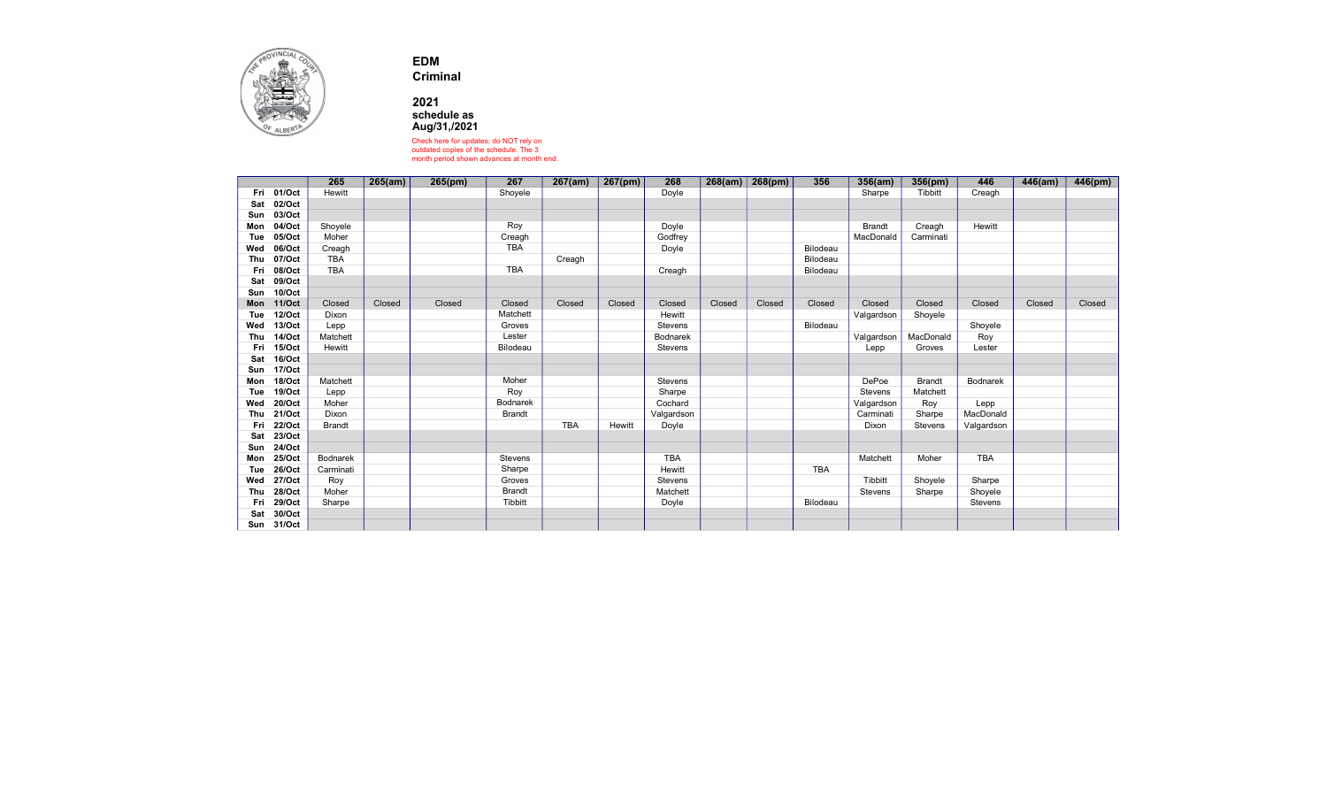**EDM**
**Criminal**

**2021**
**schedule as**
**Aug/31,/2021**

Check here for updates; do NOT rely on outdated copies of the schedule. The 3 month period shown advances at month end.

| | 265 | 265(am) | 265(pm) | 267 | 267(am) | 267(pm) | 268 | 268(am) | 268(pm) | 356 | 356(am) | 356(pm) | 446 | 446(am) | 446(pm) |
|---|---|---|---|---|---|---|---|---|---|---|---|---|---|---|---|
| Fri 01/Oct | Hewitt | | | Shoyele | | | Doyle | | | | Sharpe | Tibbitt | Creagh | | |
| Sat 02/Oct | | | | | | | | | | | | | | | |
| Sun 03/Oct | | | | | | | | | | | | | | | |
| Mon 04/Oct | Shoyele | | | Roy | | | Doyle | | | | Brandt | Creagh | Hewitt | | |
| Tue 05/Oct | Moher | | | Creagh | | | Godfrey | | | | MacDonald | Carminati | | | |
| Wed 06/Oct | Creagh | | | TBA | | | Doyle | | | Bilodeau | | | | | |
| Thu 07/Oct | TBA | | | | Creagh | | | | | Bilodeau | | | | | |
| Fri 08/Oct | TBA | | | TBA | | | Creagh | | | Bilodeau | | | | | |
| Sat 09/Oct | | | | | | | | | | | | | | | |
| Sun 10/Oct | | | | | | | | | | | | | | | |
| Mon 11/Oct | Closed | Closed | Closed | Closed | Closed | Closed | Closed | Closed | Closed | Closed | Closed | Closed | Closed | Closed | Closed |
| Tue 12/Oct | Dixon | | | Matchett | | | Hewitt | | | | Valgardson | Shoyele | | | |
| Wed 13/Oct | Lepp | | | Groves | | | Stevens | | | Bilodeau | | | Shoyele | | |
| Thu 14/Oct | Matchett | | | Lester | | | Bodnarek | | | | Valgardson | MacDonald | Roy | | |
| Fri 15/Oct | Hewitt | | | Bilodeau | | | Stevens | | | | Lepp | Groves | Lester | | |
| Sat 16/Oct | | | | | | | | | | | | | | | |
| Sun 17/Oct | | | | | | | | | | | | | | | |
| Mon 18/Oct | Matchett | | | Moher | | | Stevens | | | | DePoe | Brandt | Bodnarek | | |
| Tue 19/Oct | Lepp | | | Roy | | | Sharpe | | | | Stevens | Matchett | | | |
| Wed 20/Oct | Moher | | | Bodnarek | | | Cochard | | | | Valgardson | Roy | Lepp | | |
| Thu 21/Oct | Dixon | | | Brandt | | | Valgardson | | | | Carminati | Sharpe | MacDonald | | |
| Fri 22/Oct | Brandt | | | | TBA | Hewitt | Doyle | | | | Dixon | Stevens | Valgardson | | |
| Sat 23/Oct | | | | | | | | | | | | | | | |
| Sun 24/Oct | | | | | | | | | | | | | | | |
| Mon 25/Oct | Bodnarek | | | Stevens | | | TBA | | | | Matchett | Moher | TBA | | |
| Tue 26/Oct | Carminati | | | Sharpe | | | Hewitt | | | TBA | | | | | |
| Wed 27/Oct | Roy | | | Groves | | | Stevens | | | | Tibbitt | Shoyele | Sharpe | | |
| Thu 28/Oct | Moher | | | Brandt | | | Matchett | | | | Stevens | Sharpe | Shoyele | | |
| Fri 29/Oct | Sharpe | | | Tibbitt | | | Doyle | | | Bilodeau | | | Stevens | | |
| Sat 30/Oct | | | | | | | | | | | | | | | |
| Sun 31/Oct | | | | | | | | | | | | | | | |